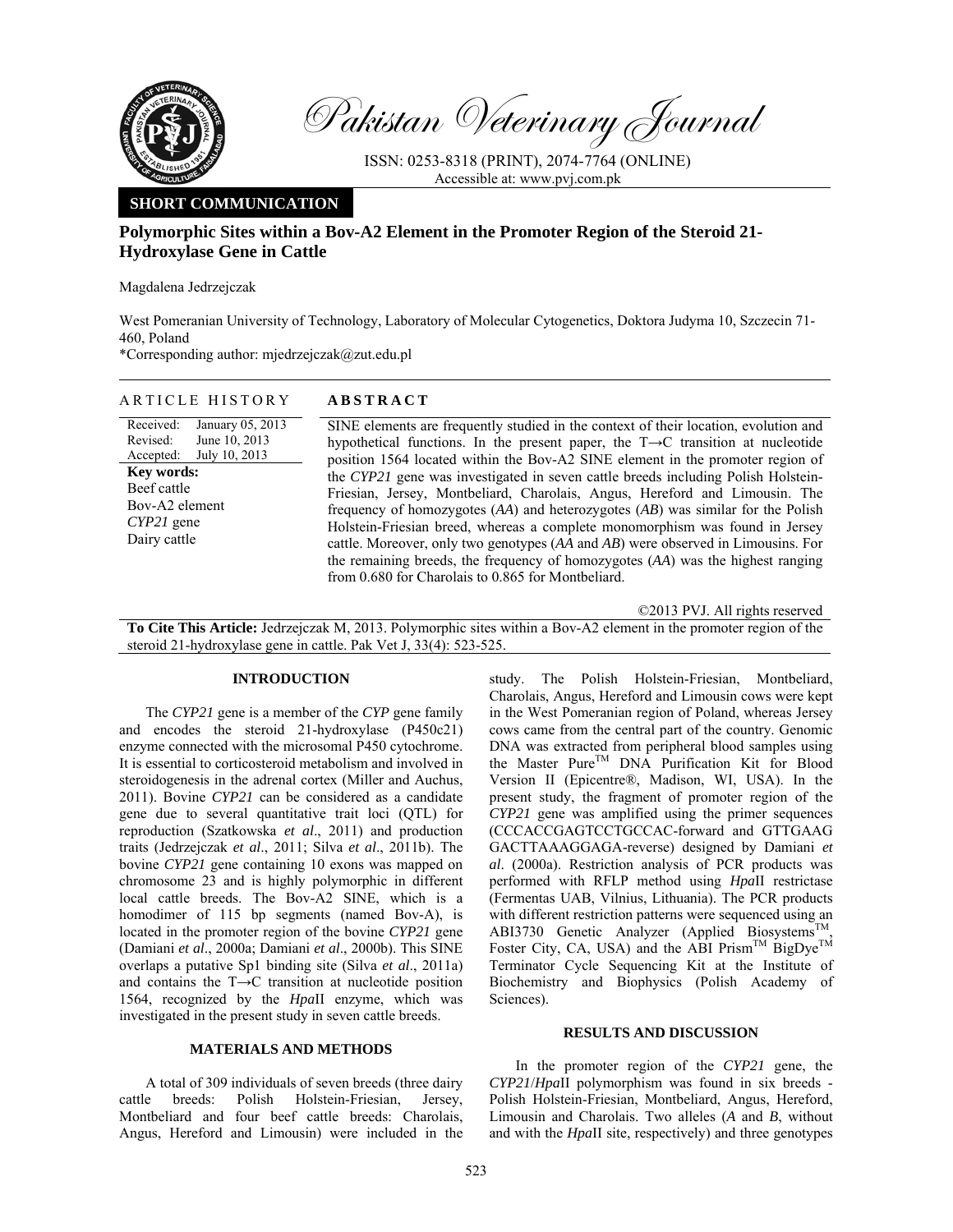Pakistan Veterinary Journal

ISSN: 0253-8318 (PRINT), 2074-7764 (ONLINE)
Accessible at: www.pvj.com.pk

**SHORT COMMUNICATION**

# Polymorphic Sites within a Bov-A2 Element in the Promoter Region of the Steroid 21-Hydroxylase Gene in Cattle

Magdalena Jedrzejczak

West Pomeranian University of Technology, Laboratory of Molecular Cytogenetics, Doktora Judyma 10, Szczecin 71-460, Poland
*Corresponding author: mjedrzejczak@zut.edu.pl

## ARTICLE HISTORY

Received: January 05, 2013
Revised: June 10, 2013
Accepted: July 10, 2013

**Key words:**
Beef cattle
Bov-A2 element
*CYP21* gene
Dairy cattle

## ABSTRACT

SINE elements are frequently studied in the context of their location, evolution and hypothetical functions. In the present paper, the T→C transition at nucleotide position 1564 located within the Bov-A2 SINE element in the promoter region of the *CYP21* gene was investigated in seven cattle breeds including Polish Holstein-Friesian, Jersey, Montbeliard, Charolais, Angus, Hereford and Limousin. The frequency of homozygotes (*AA*) and heterozygotes (*AB*) was similar for the Polish Holstein-Friesian breed, whereas a complete monomorphism was found in Jersey cattle. Moreover, only two genotypes (*AA* and *AB*) were observed in Limousins. For the remaining breeds, the frequency of homozygotes (*AA*) was the highest ranging from 0.680 for Charolais to 0.865 for Montbeliard.

©2013 PVJ. All rights reserved

**To Cite This Article:** Jedrzejczak M, 2013. Polymorphic sites within a Bov-A2 element in the promoter region of the steroid 21-hydroxylase gene in cattle. Pak Vet J, 33(4): 523-525.

## INTRODUCTION

The *CYP21* gene is a member of the *CYP* gene family and encodes the steroid 21-hydroxylase (P450c21) enzyme connected with the microsomal P450 cytochrome. It is essential to corticosteroid metabolism and involved in steroidogenesis in the adrenal cortex (Miller and Auchus, 2011). Bovine *CYP21* can be considered as a candidate gene due to several quantitative trait loci (QTL) for reproduction (Szatkowska *et al*., 2011) and production traits (Jedrzejczak *et al*., 2011; Silva *et al*., 2011b). The bovine *CYP21* gene containing 10 exons was mapped on chromosome 23 and is highly polymorphic in different local cattle breeds. The Bov-A2 SINE, which is a homodimer of 115 bp segments (named Bov-A), is located in the promoter region of the bovine *CYP21* gene (Damiani *et al*., 2000a; Damiani *et al*., 2000b). This SINE overlaps a putative Sp1 binding site (Silva *et al*., 2011a) and contains the T→C transition at nucleotide position 1564, recognized by the *Hpa*II enzyme, which was investigated in the present study in seven cattle breeds.

## MATERIALS AND METHODS

A total of 309 individuals of seven breeds (three dairy cattle breeds: Polish Holstein-Friesian, Jersey, Montbeliard and four beef cattle breeds: Charolais, Angus, Hereford and Limousin) were included in the study. The Polish Holstein-Friesian, Montbeliard, Charolais, Angus, Hereford and Limousin cows were kept in the West Pomeranian region of Poland, whereas Jersey cows came from the central part of the country. Genomic DNA was extracted from peripheral blood samples using the Master Pure™ DNA Purification Kit for Blood Version II (Epicentre®, Madison, WI, USA). In the present study, the fragment of promoter region of the *CYP21* gene was amplified using the primer sequences (CCCACCGAGTCCTGCCAC-forward and GTTGAAG GACTTAAAGGAGA-reverse) designed by Damiani *et al*. (2000a). Restriction analysis of PCR products was performed with RFLP method using *Hpa*II restrictase (Fermentas UAB, Vilnius, Lithuania). The PCR products with different restriction patterns were sequenced using an ABI3730 Genetic Analyzer (Applied Biosystems™, Foster City, CA, USA) and the ABI Prism™ BigDye™ Terminator Cycle Sequencing Kit at the Institute of Biochemistry and Biophysics (Polish Academy of Sciences).

## RESULTS AND DISCUSSION

In the promoter region of the *CYP21* gene, the *CYP21*/*Hpa*II polymorphism was found in six breeds - Polish Holstein-Friesian, Montbeliard, Angus, Hereford, Limousin and Charolais. Two alleles (*A* and *B*, without and with the *Hpa*II site, respectively) and three genotypes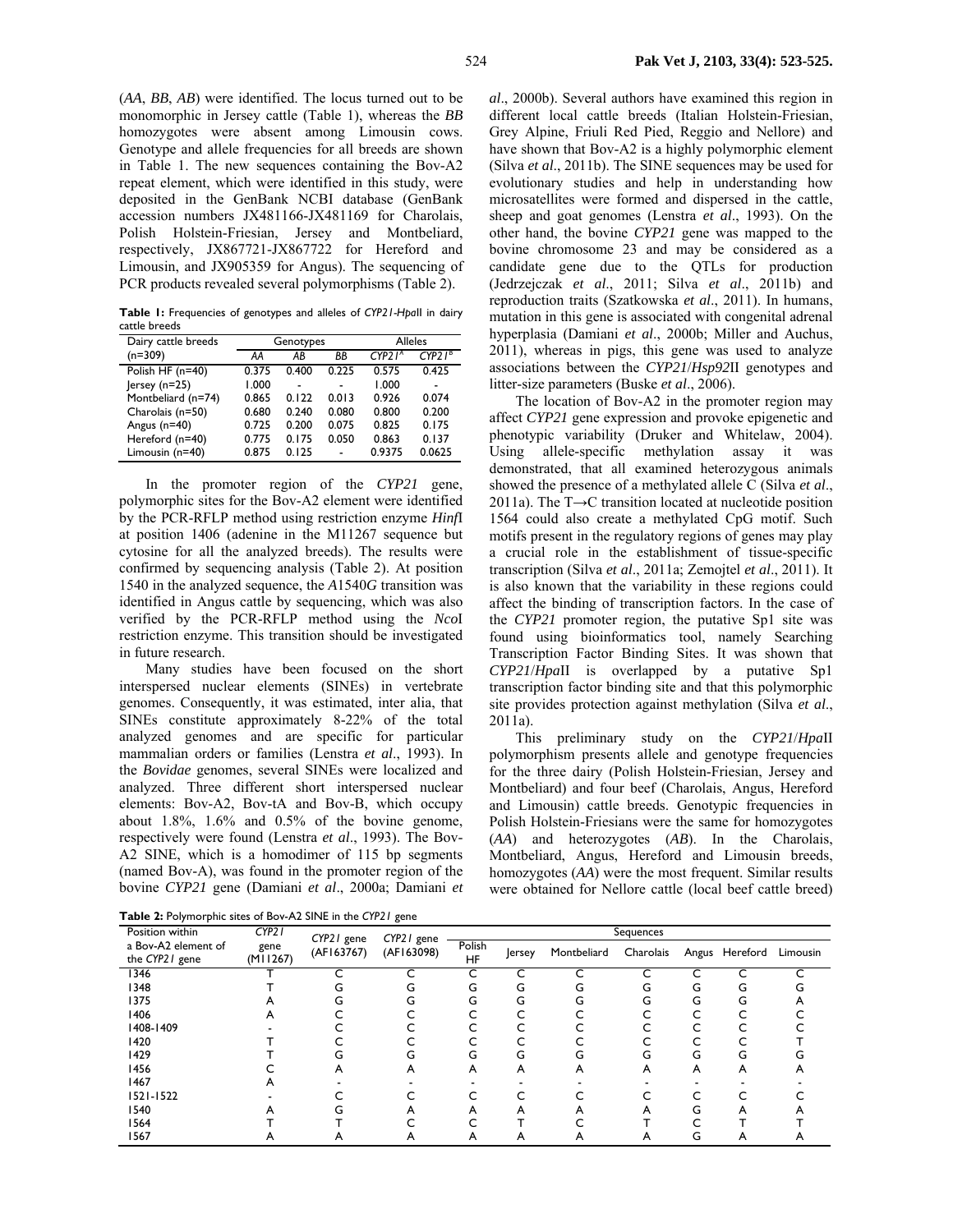(*AA*, *BB*, *AB*) were identified. The locus turned out to be monomorphic in Jersey cattle (Table 1), whereas the *BB* homozygotes were absent among Limousin cows. Genotype and allele frequencies for all breeds are shown in Table 1. The new sequences containing the Bov-A2 repeat element, which were identified in this study, were deposited in the GenBank NCBI database (GenBank accession numbers JX481166-JX481169 for Charolais, Polish Holstein-Friesian, Jersey and Montbeliard, respectively, JX867721-JX867722 for Hereford and Limousin, and JX905359 for Angus). The sequencing of PCR products revealed several polymorphisms (Table 2).

**Table 1:** Frequencies of genotypes and alleles of *CYP21-Hpa*II in dairy cattle breeds

| Dairy cattle breeds (n=309) | Genotypes | | | Alleles | |
|---|---|---|---|---|---|
| | AA | AB | BB | $CYP21^A$ | $CYP21^B$ |
| Polish HF (n=40) | 0.375 | 0.400 | 0.225 | 0.575 | 0.425 |
| Jersey (n=25) | 1.000 | - | - | 1.000 | - |
| Montbeliard (n=74) | 0.865 | 0.122 | 0.013 | 0.926 | 0.074 |
| Charolais (n=50) | 0.680 | 0.240 | 0.080 | 0.800 | 0.200 |
| Angus (n=40) | 0.725 | 0.200 | 0.075 | 0.825 | 0.175 |
| Hereford (n=40) | 0.775 | 0.175 | 0.050 | 0.863 | 0.137 |
| Limousin (n=40) | 0.875 | 0.125 | - | 0.9375 | 0.0625 |

In the promoter region of the *CYP21* gene, polymorphic sites for the Bov-A2 element were identified by the PCR-RFLP method using restriction enzyme *Hinf*I at position 1406 (adenine in the M11267 sequence but cytosine for all the analyzed breeds). The results were confirmed by sequencing analysis (Table 2). At position 1540 in the analyzed sequence, the *A*1540*G* transition was identified in Angus cattle by sequencing, which was also verified by the PCR-RFLP method using the *Nco*I restriction enzyme. This transition should be investigated in future research.

Many studies have been focused on the short interspersed nuclear elements (SINEs) in vertebrate genomes. Consequently, it was estimated, inter alia, that SINEs constitute approximately 8-22% of the total analyzed genomes and are specific for particular mammalian orders or families (Lenstra *et al*., 1993). In the *Bovidae* genomes, several SINEs were localized and analyzed. Three different short interspersed nuclear elements: Bov-A2, Bov-tA and Bov-B, which occupy about 1.8%, 1.6% and 0.5% of the bovine genome, respectively were found (Lenstra *et al*., 1993). The Bov-A2 SINE, which is a homodimer of 115 bp segments (named Bov-A), was found in the promoter region of the bovine *CYP21* gene (Damiani *et al*., 2000a; Damiani *et al*., 2000b). Several authors have examined this region in different local cattle breeds (Italian Holstein-Friesian, Grey Alpine, Friuli Red Pied, Reggio and Nellore) and have shown that Bov-A2 is a highly polymorphic element (Silva *et al*., 2011b). The SINE sequences may be used for evolutionary studies and help in understanding how microsatellites were formed and dispersed in the cattle, sheep and goat genomes (Lenstra *et al*., 1993). On the other hand, the bovine *CYP21* gene was mapped to the bovine chromosome 23 and may be considered as a candidate gene due to the QTLs for production (Jedrzejczak *et al*., 2011; Silva *et al*., 2011b) and reproduction traits (Szatkowska *et al*., 2011). In humans, mutation in this gene is associated with congenital adrenal hyperplasia (Damiani *et al*., 2000b; Miller and Auchus, 2011), whereas in pigs, this gene was used to analyze associations between the *CYP21*/*Hsp92*II genotypes and litter-size parameters (Buske *et al*., 2006).

The location of Bov-A2 in the promoter region may affect *CYP21* gene expression and provoke epigenetic and phenotypic variability (Druker and Whitelaw, 2004). Using allele-specific methylation assay it was demonstrated, that all examined heterozygous animals showed the presence of a methylated allele C (Silva *et al*., 2011a). The T→C transition located at nucleotide position 1564 could also create a methylated CpG motif. Such motifs present in the regulatory regions of genes may play a crucial role in the establishment of tissue-specific transcription (Silva *et al*., 2011a; Zemojtel *et al*., 2011). It is also known that the variability in these regions could affect the binding of transcription factors. In the case of the *CYP21* promoter region, the putative Sp1 site was found using bioinformatics tool, namely Searching Transcription Factor Binding Sites. It was shown that *CYP21*/*Hpa*II is overlapped by a putative Sp1 transcription factor binding site and that this polymorphic site provides protection against methylation (Silva *et al*., 2011a).

This preliminary study on the *CYP21*/*Hpa*II polymorphism presents allele and genotype frequencies for the three dairy (Polish Holstein-Friesian, Jersey and Montbeliard) and four beef (Charolais, Angus, Hereford and Limousin) cattle breeds. Genotypic frequencies in Polish Holstein-Friesians were the same for homozygotes (*AA*) and heterozygotes (*AB*). In the Charolais, Montbeliard, Angus, Hereford and Limousin breeds, homozygotes (*AA*) were the most frequent. Similar results were obtained for Nellore cattle (local beef cattle breed)

**Table 2:** Polymorphic sites of Bov-A2 SINE in the *CYP21* gene

| Position within a Bov-A2 element of the *CYP21* gene | *CYP21* gene (M11267) | *CYP21* gene (AF163767) | *CYP21* gene (AF163098) | Sequences | | | | | | |
|---|---|---|---|---|---|---|---|---|---|---|
| | | | | Polish HF | Jersey | Montbeliard | Charolais | Angus | Hereford | Limousin |
| 1346 | T | C | C | C | C | C | C | C | C | C |
| 1348 | T | G | G | G | G | G | G | G | G | G |
| 1375 | A | G | G | G | G | G | G | G | G | A |
| 1406 | A | C | C | C | C | C | C | C | C | C |
| 1408-1409 | - | C | C | C | C | C | C | C | C | C |
| 1420 | T | C | C | C | C | C | C | C | C | T |
| 1429 | T | G | G | G | G | G | G | G | G | G |
| 1456 | C | A | A | A | A | A | A | A | A | A |
| 1467 | A | - | - | - | - | - | - | - | - | - |
| 1521-1522 | - | C | C | C | C | C | C | C | C | C |
| 1540 | A | G | A | A | A | A | A | G | A | A |
| 1564 | T | T | C | C | T | C | T | C | T | T |
| 1567 | A | A | A | A | A | A | A | G | A | A |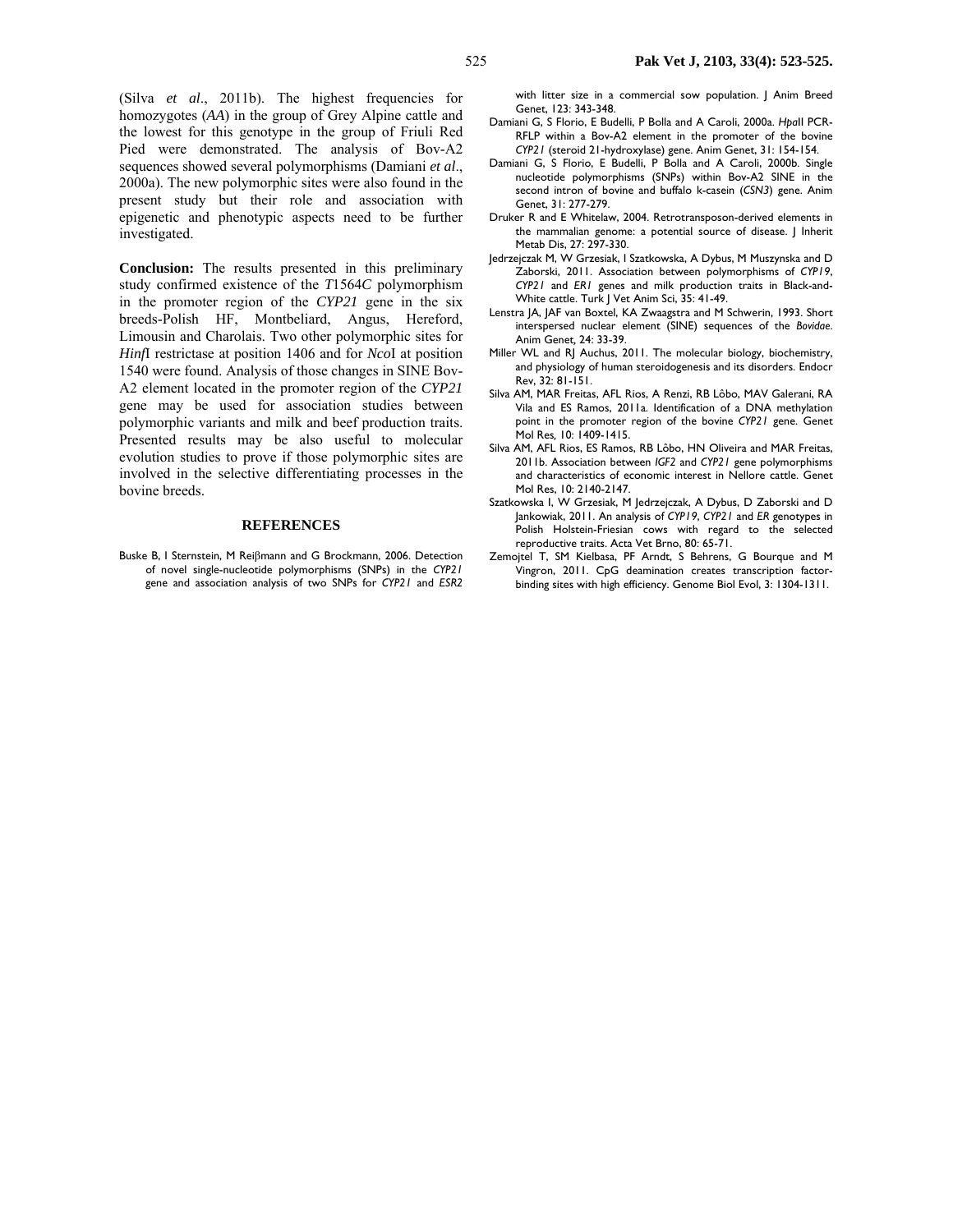(Silva *et al*., 2011b). The highest frequencies for homozygotes (*AA*) in the group of Grey Alpine cattle and the lowest for this genotype in the group of Friuli Red Pied were demonstrated. The analysis of Bov-A2 sequences showed several polymorphisms (Damiani *et al*., 2000a). The new polymorphic sites were also found in the present study but their role and association with epigenetic and phenotypic aspects need to be further investigated.

**Conclusion:** The results presented in this preliminary study confirmed existence of the *T*1564*C* polymorphism in the promoter region of the *CYP21* gene in the six breeds-Polish HF, Montbeliard, Angus, Hereford, Limousin and Charolais. Two other polymorphic sites for *Hinf*I restrictase at position 1406 and for *Nco*I at position 1540 were found. Analysis of those changes in SINE Bov-A2 element located in the promoter region of the *CYP21* gene may be used for association studies between polymorphic variants and milk and beef production traits. Presented results may be also useful to molecular evolution studies to prove if those polymorphic sites are involved in the selective differentiating processes in the bovine breeds.

## REFERENCES

Buske B, I Sternstein, M Reiβmann and G Brockmann, 2006. Detection of novel single-nucleotide polymorphisms (SNPs) in the *CYP21* gene and association analysis of two SNPs for *CYP21* and *ESR2* with litter size in a commercial sow population. J Anim Breed Genet, 123: 343-348.

Damiani G, S Florio, E Budelli, P Bolla and A Caroli, 2000a. *Hpa*II PCR-RFLP within a Bov-A2 element in the promoter of the bovine *CYP21* (steroid 21-hydroxylase) gene. Anim Genet, 31: 154-154.

Damiani G, S Florio, E Budelli, P Bolla and A Caroli, 2000b. Single nucleotide polymorphisms (SNPs) within Bov-A2 SINE in the second intron of bovine and buffalo k-casein (*CSN3*) gene. Anim Genet, 31: 277-279.

Druker R and E Whitelaw, 2004. Retrotransposon-derived elements in the mammalian genome: a potential source of disease. J Inherit Metab Dis, 27: 297-330.

Jedrzejczak M, W Grzesiak, I Szatkowska, A Dybus, M Muszynska and D Zaborski, 2011. Association between polymorphisms of *CYP19*, *CYP21* and *ER1* genes and milk production traits in Black-and-White cattle. Turk J Vet Anim Sci, 35: 41-49.

Lenstra JA, JAF van Boxtel, KA Zwaagstra and M Schwerin, 1993. Short interspersed nuclear element (SINE) sequences of the *Bovidae*. Anim Genet, 24: 33-39.

Miller WL and RJ Auchus, 2011. The molecular biology, biochemistry, and physiology of human steroidogenesis and its disorders. Endocr Rev, 32: 81-151.

Silva AM, MAR Freitas, AFL Rios, A Renzi, RB Lôbo, MAV Galerani, RA Vila and ES Ramos, 2011a. Identification of a DNA methylation point in the promoter region of the bovine *CYP21* gene. Genet Mol Res, 10: 1409-1415.

Silva AM, AFL Rios, ES Ramos, RB Lôbo, HN Oliveira and MAR Freitas, 2011b. Association between *IGF2* and *CYP21* gene polymorphisms and characteristics of economic interest in Nellore cattle. Genet Mol Res, 10: 2140-2147.

Szatkowska I, W Grzesiak, M Jedrzejczak, A Dybus, D Zaborski and D Jankowiak, 2011. An analysis of *CYP19*, *CYP21* and *ER* genotypes in Polish Holstein-Friesian cows with regard to the selected reproductive traits. Acta Vet Brno, 80: 65-71.

Zemojtel T, SM Kielbasa, PF Arndt, S Behrens, G Bourque and M Vingron, 2011. CpG deamination creates transcription factor-binding sites with high efficiency. Genome Biol Evol, 3: 1304-1311.